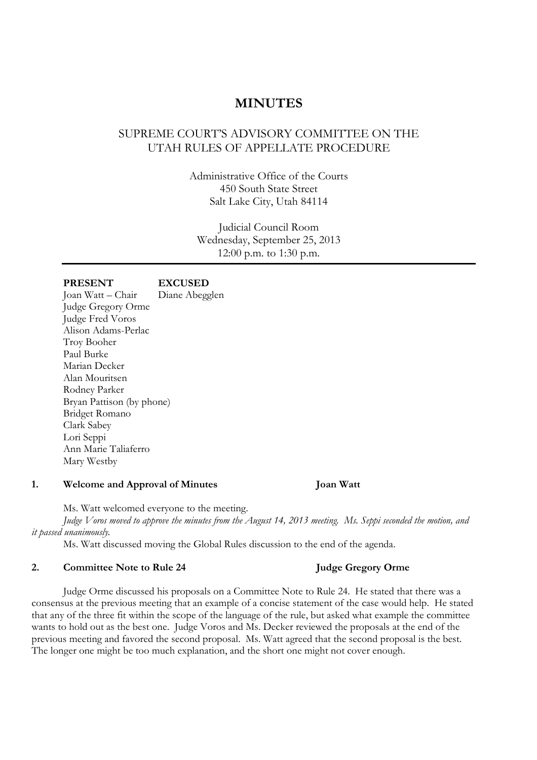# MINUTES

## SUPREME COURT'S ADVISORY COMMITTEE ON THE UTAH RULES OF APPELLATE PROCEDURE

Administrative Office of the Courts
450 South State Street
Salt Lake City, Utah 84114

Judicial Council Room
Wednesday, September 25, 2013
12:00 p.m. to 1:30 p.m.

---

| **PRESENT** | **EXCUSED** |
| --- | --- |
| Joan Watt – Chair | Diane Abegglen |
| Judge Gregory Orme | |
| Judge Fred Voros | |
| Alison Adams-Perlac | |
| Troy Booher | |
| Paul Burke | |
| Marian Decker | |
| Alan Mouritsen | |
| Rodney Parker | |
| Bryan Pattison (by phone) | |
| Bridget Romano | |
| Clark Sabey | |
| Lori Seppi | |
| Ann Marie Taliaferro | |
| Mary Westby | |

### 1. Welcome and Approval of Minutes — Joan Watt

Ms. Watt welcomed everyone to the meeting.

*Judge Voros moved to approve the minutes from the August 14, 2013 meeting. Ms. Seppi seconded the motion, and it passed unanimously.*

Ms. Watt discussed moving the Global Rules discussion to the end of the agenda.

### 2. Committee Note to Rule 24 — Judge Gregory Orme

Judge Orme discussed his proposals on a Committee Note to Rule 24. He stated that there was a consensus at the previous meeting that an example of a concise statement of the case would help. He stated that any of the three fit within the scope of the language of the rule, but asked what example the committee wants to hold out as the best one. Judge Voros and Ms. Decker reviewed the proposals at the end of the previous meeting and favored the second proposal. Ms. Watt agreed that the second proposal is the best. The longer one might be too much explanation, and the short one might not cover enough.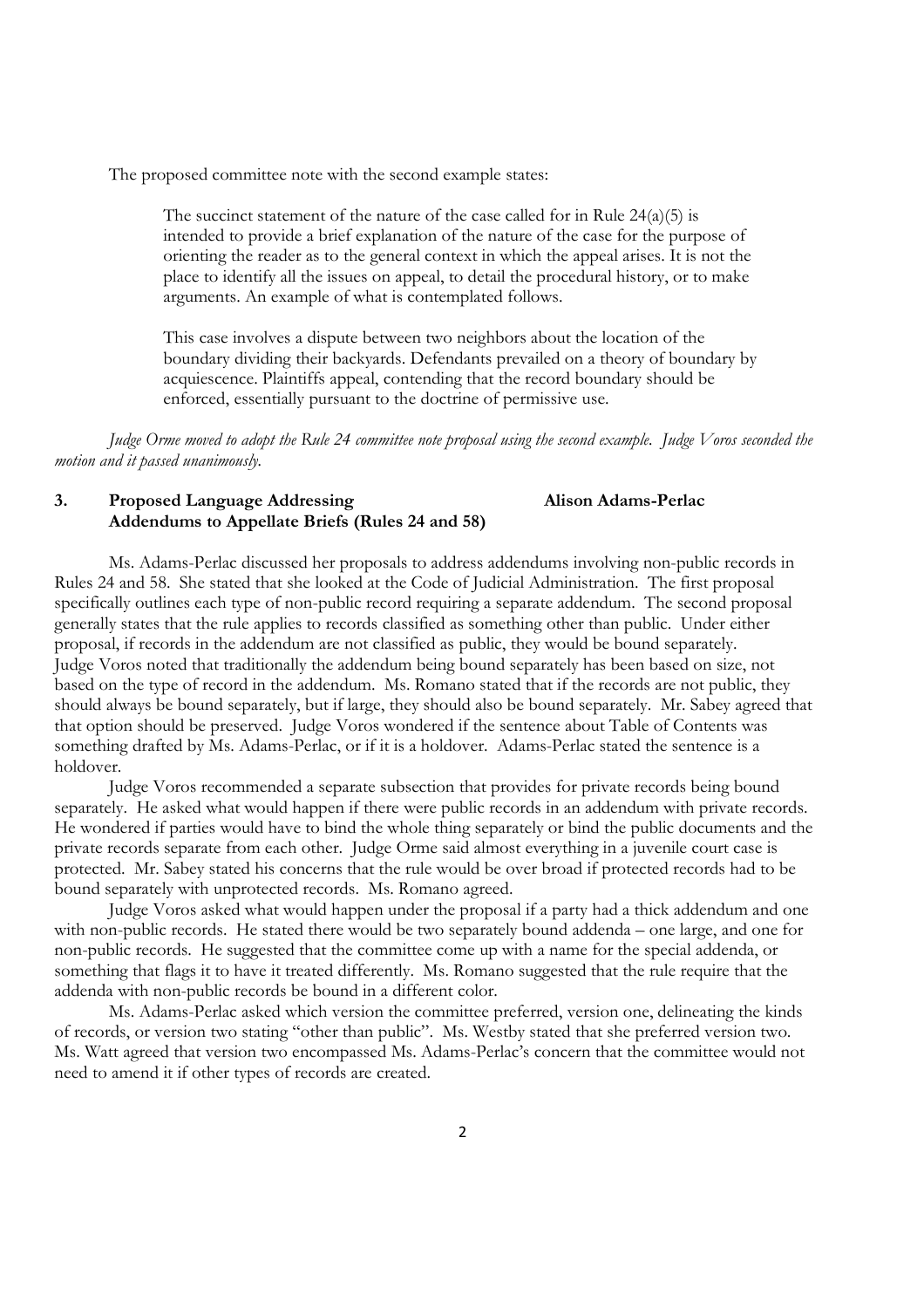The proposed committee note with the second example states:

> The succinct statement of the nature of the case called for in Rule 24(a)(5) is intended to provide a brief explanation of the nature of the case for the purpose of orienting the reader as to the general context in which the appeal arises. It is not the place to identify all the issues on appeal, to detail the procedural history, or to make arguments. An example of what is contemplated follows.
>
> This case involves a dispute between two neighbors about the location of the boundary dividing their backyards. Defendants prevailed on a theory of boundary by acquiescence. Plaintiffs appeal, contending that the record boundary should be enforced, essentially pursuant to the doctrine of permissive use.

*Judge Orme moved to adopt the Rule 24 committee note proposal using the second example. Judge Voros seconded the motion and it passed unanimously.*

### 3. Proposed Language Addressing Addendums to Appellate Briefs (Rules 24 and 58) — Alison Adams-Perlac

Ms. Adams-Perlac discussed her proposals to address addendums involving non-public records in Rules 24 and 58. She stated that she looked at the Code of Judicial Administration. The first proposal specifically outlines each type of non-public record requiring a separate addendum. The second proposal generally states that the rule applies to records classified as something other than public. Under either proposal, if records in the addendum are not classified as public, they would be bound separately. Judge Voros noted that traditionally the addendum being bound separately has been based on size, not based on the type of record in the addendum. Ms. Romano stated that if the records are not public, they should always be bound separately, but if large, they should also be bound separately. Mr. Sabey agreed that that option should be preserved. Judge Voros wondered if the sentence about Table of Contents was something drafted by Ms. Adams-Perlac, or if it is a holdover. Adams-Perlac stated the sentence is a holdover.

Judge Voros recommended a separate subsection that provides for private records being bound separately. He asked what would happen if there were public records in an addendum with private records. He wondered if parties would have to bind the whole thing separately or bind the public documents and the private records separate from each other. Judge Orme said almost everything in a juvenile court case is protected. Mr. Sabey stated his concerns that the rule would be over broad if protected records had to be bound separately with unprotected records. Ms. Romano agreed.

Judge Voros asked what would happen under the proposal if a party had a thick addendum and one with non-public records. He stated there would be two separately bound addenda – one large, and one for non-public records. He suggested that the committee come up with a name for the special addenda, or something that flags it to have it treated differently. Ms. Romano suggested that the rule require that the addenda with non-public records be bound in a different color.

Ms. Adams-Perlac asked which version the committee preferred, version one, delineating the kinds of records, or version two stating "other than public". Ms. Westby stated that she preferred version two. Ms. Watt agreed that version two encompassed Ms. Adams-Perlac's concern that the committee would not need to amend it if other types of records are created.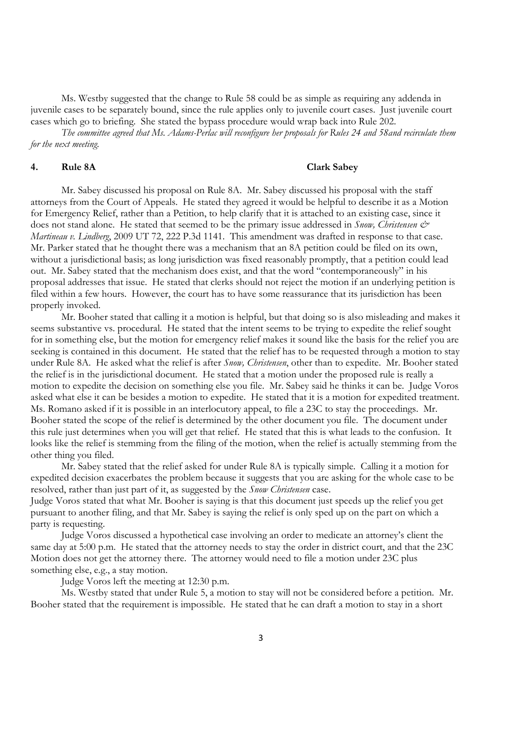Ms. Westby suggested that the change to Rule 58 could be as simple as requiring any addenda in juvenile cases to be separately bound, since the rule applies only to juvenile court cases. Just juvenile court cases which go to briefing. She stated the bypass procedure would wrap back into Rule 202.

*The committee agreed that Ms. Adams-Perlac will reconfigure her proposals for Rules 24 and 58and recirculate them for the next meeting.*

**4. Rule 8A** **Clark Sabey**

Mr. Sabey discussed his proposal on Rule 8A. Mr. Sabey discussed his proposal with the staff attorneys from the Court of Appeals. He stated they agreed it would be helpful to describe it as a Motion for Emergency Relief, rather than a Petition, to help clarify that it is attached to an existing case, since it does not stand alone. He stated that seemed to be the primary issue addressed in *Snow, Christensen & Martineau v. Lindberg*, 2009 UT 72, 222 P.3d 1141. This amendment was drafted in response to that case. Mr. Parker stated that he thought there was a mechanism that an 8A petition could be filed on its own, without a jurisdictional basis; as long jurisdiction was fixed reasonably promptly, that a petition could lead out. Mr. Sabey stated that the mechanism does exist, and that the word "contemporaneously" in his proposal addresses that issue. He stated that clerks should not reject the motion if an underlying petition is filed within a few hours. However, the court has to have some reassurance that its jurisdiction has been properly invoked.

Mr. Booher stated that calling it a motion is helpful, but that doing so is also misleading and makes it seems substantive vs. procedural. He stated that the intent seems to be trying to expedite the relief sought for in something else, but the motion for emergency relief makes it sound like the basis for the relief you are seeking is contained in this document. He stated that the relief has to be requested through a motion to stay under Rule 8A. He asked what the relief is after *Snow, Christensen*, other than to expedite. Mr. Booher stated the relief is in the jurisdictional document. He stated that a motion under the proposed rule is really a motion to expedite the decision on something else you file. Mr. Sabey said he thinks it can be. Judge Voros asked what else it can be besides a motion to expedite. He stated that it is a motion for expedited treatment. Ms. Romano asked if it is possible in an interlocutory appeal, to file a 23C to stay the proceedings. Mr. Booher stated the scope of the relief is determined by the other document you file. The document under this rule just determines when you will get that relief. He stated that this is what leads to the confusion. It looks like the relief is stemming from the filing of the motion, when the relief is actually stemming from the other thing you filed.

Mr. Sabey stated that the relief asked for under Rule 8A is typically simple. Calling it a motion for expedited decision exacerbates the problem because it suggests that you are asking for the whole case to be resolved, rather than just part of it, as suggested by the *Snow Christensen* case.

Judge Voros stated that what Mr. Booher is saying is that this document just speeds up the relief you get pursuant to another filing, and that Mr. Sabey is saying the relief is only sped up on the part on which a party is requesting.

Judge Voros discussed a hypothetical case involving an order to medicate an attorney's client the same day at 5:00 p.m. He stated that the attorney needs to stay the order in district court, and that the 23C Motion does not get the attorney there. The attorney would need to file a motion under 23C plus something else, e.g., a stay motion.

Judge Voros left the meeting at 12:30 p.m.

Ms. Westby stated that under Rule 5, a motion to stay will not be considered before a petition. Mr. Booher stated that the requirement is impossible. He stated that he can draft a motion to stay in a short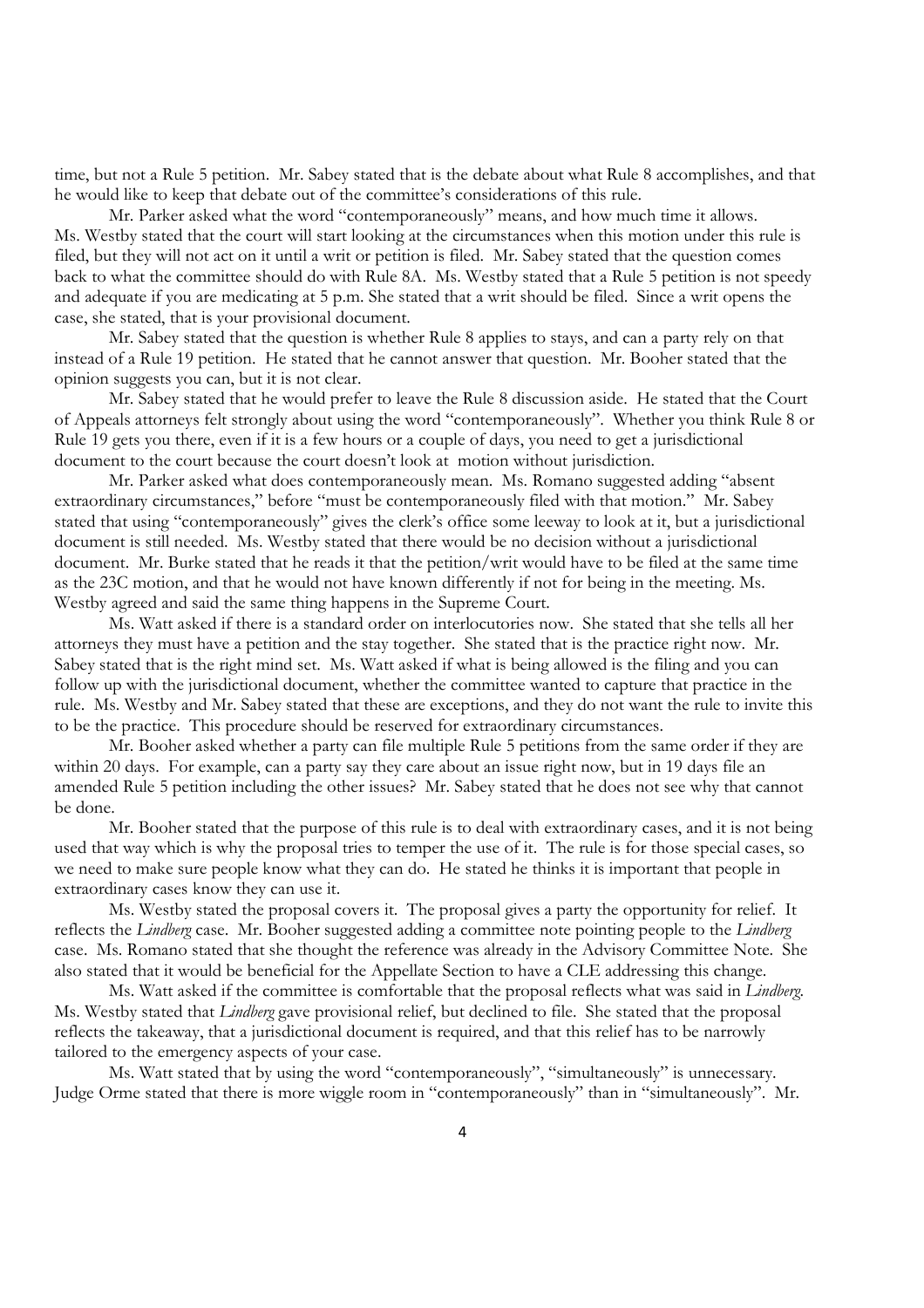time, but not a Rule 5 petition. Mr. Sabey stated that is the debate about what Rule 8 accomplishes, and that he would like to keep that debate out of the committee's considerations of this rule.

Mr. Parker asked what the word "contemporaneously" means, and how much time it allows. Ms. Westby stated that the court will start looking at the circumstances when this motion under this rule is filed, but they will not act on it until a writ or petition is filed. Mr. Sabey stated that the question comes back to what the committee should do with Rule 8A. Ms. Westby stated that a Rule 5 petition is not speedy and adequate if you are medicating at 5 p.m. She stated that a writ should be filed. Since a writ opens the case, she stated, that is your provisional document.

Mr. Sabey stated that the question is whether Rule 8 applies to stays, and can a party rely on that instead of a Rule 19 petition. He stated that he cannot answer that question. Mr. Booher stated that the opinion suggests you can, but it is not clear.

Mr. Sabey stated that he would prefer to leave the Rule 8 discussion aside. He stated that the Court of Appeals attorneys felt strongly about using the word "contemporaneously". Whether you think Rule 8 or Rule 19 gets you there, even if it is a few hours or a couple of days, you need to get a jurisdictional document to the court because the court doesn't look at motion without jurisdiction.

Mr. Parker asked what does contemporaneously mean. Ms. Romano suggested adding "absent extraordinary circumstances," before "must be contemporaneously filed with that motion." Mr. Sabey stated that using "contemporaneously" gives the clerk's office some leeway to look at it, but a jurisdictional document is still needed. Ms. Westby stated that there would be no decision without a jurisdictional document. Mr. Burke stated that he reads it that the petition/writ would have to be filed at the same time as the 23C motion, and that he would not have known differently if not for being in the meeting. Ms. Westby agreed and said the same thing happens in the Supreme Court.

Ms. Watt asked if there is a standard order on interlocutories now. She stated that she tells all her attorneys they must have a petition and the stay together. She stated that is the practice right now. Mr. Sabey stated that is the right mind set. Ms. Watt asked if what is being allowed is the filing and you can follow up with the jurisdictional document, whether the committee wanted to capture that practice in the rule. Ms. Westby and Mr. Sabey stated that these are exceptions, and they do not want the rule to invite this to be the practice. This procedure should be reserved for extraordinary circumstances.

Mr. Booher asked whether a party can file multiple Rule 5 petitions from the same order if they are within 20 days. For example, can a party say they care about an issue right now, but in 19 days file an amended Rule 5 petition including the other issues? Mr. Sabey stated that he does not see why that cannot be done.

Mr. Booher stated that the purpose of this rule is to deal with extraordinary cases, and it is not being used that way which is why the proposal tries to temper the use of it. The rule is for those special cases, so we need to make sure people know what they can do. He stated he thinks it is important that people in extraordinary cases know they can use it.

Ms. Westby stated the proposal covers it. The proposal gives a party the opportunity for relief. It reflects the *Lindberg* case. Mr. Booher suggested adding a committee note pointing people to the *Lindberg* case. Ms. Romano stated that she thought the reference was already in the Advisory Committee Note. She also stated that it would be beneficial for the Appellate Section to have a CLE addressing this change.

Ms. Watt asked if the committee is comfortable that the proposal reflects what was said in *Lindberg*. Ms. Westby stated that *Lindberg* gave provisional relief, but declined to file. She stated that the proposal reflects the takeaway, that a jurisdictional document is required, and that this relief has to be narrowly tailored to the emergency aspects of your case.

Ms. Watt stated that by using the word "contemporaneously", "simultaneously" is unnecessary. Judge Orme stated that there is more wiggle room in "contemporaneously" than in "simultaneously". Mr.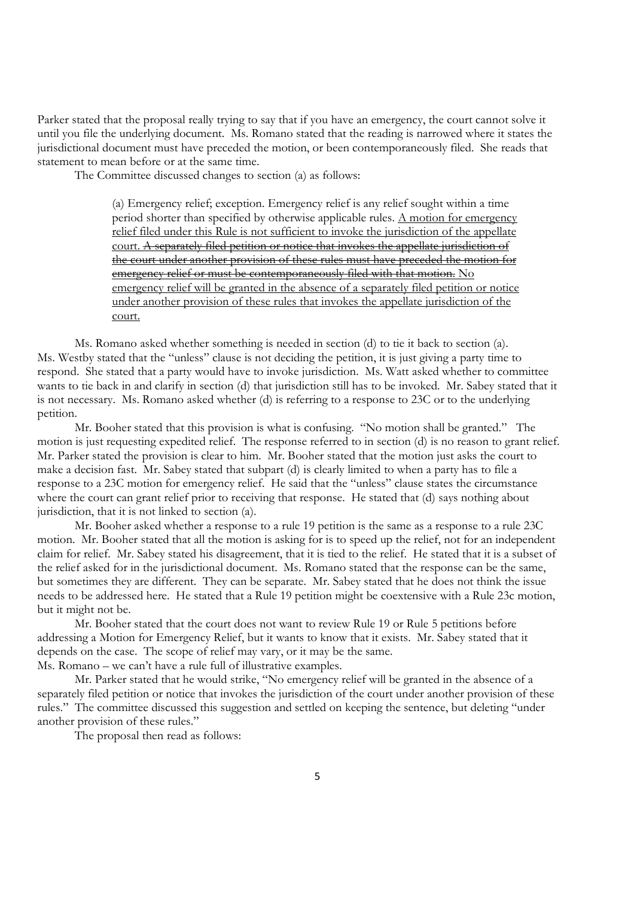Parker stated that the proposal really trying to say that if you have an emergency, the court cannot solve it until you file the underlying document. Ms. Romano stated that the reading is narrowed where it states the jurisdictional document must have preceded the motion, or been contemporaneously filed. She reads that statement to mean before or at the same time.

The Committee discussed changes to section (a) as follows:

> (a) Emergency relief; exception. Emergency relief is any relief sought within a time period shorter than specified by otherwise applicable rules. <u>A motion for emergency relief filed under this Rule is not sufficient to invoke the jurisdiction of the appellate court.</u> ~~A separately filed petition or notice that invokes the appellate jurisdiction of the court under another provision of these rules must have preceded the motion for emergency relief or must be contemporaneously filed with that motion.~~ <u>No emergency relief will be granted in the absence of a separately filed petition or notice under another provision of these rules that invokes the appellate jurisdiction of the court.</u>

Ms. Romano asked whether something is needed in section (d) to tie it back to section (a). Ms. Westby stated that the "unless" clause is not deciding the petition, it is just giving a party time to respond. She stated that a party would have to invoke jurisdiction. Ms. Watt asked whether to committee wants to tie back in and clarify in section (d) that jurisdiction still has to be invoked. Mr. Sabey stated that it is not necessary. Ms. Romano asked whether (d) is referring to a response to 23C or to the underlying petition.

Mr. Booher stated that this provision is what is confusing. "No motion shall be granted." The motion is just requesting expedited relief. The response referred to in section (d) is no reason to grant relief. Mr. Parker stated the provision is clear to him. Mr. Booher stated that the motion just asks the court to make a decision fast. Mr. Sabey stated that subpart (d) is clearly limited to when a party has to file a response to a 23C motion for emergency relief. He said that the "unless" clause states the circumstance where the court can grant relief prior to receiving that response. He stated that (d) says nothing about jurisdiction, that it is not linked to section (a).

Mr. Booher asked whether a response to a rule 19 petition is the same as a response to a rule 23C motion. Mr. Booher stated that all the motion is asking for is to speed up the relief, not for an independent claim for relief. Mr. Sabey stated his disagreement, that it is tied to the relief. He stated that it is a subset of the relief asked for in the jurisdictional document. Ms. Romano stated that the response can be the same, but sometimes they are different. They can be separate. Mr. Sabey stated that he does not think the issue needs to be addressed here. He stated that a Rule 19 petition might be coextensive with a Rule 23c motion, but it might not be.

Mr. Booher stated that the court does not want to review Rule 19 or Rule 5 petitions before addressing a Motion for Emergency Relief, but it wants to know that it exists. Mr. Sabey stated that it depends on the case. The scope of relief may vary, or it may be the same.

Ms. Romano – we can't have a rule full of illustrative examples.

Mr. Parker stated that he would strike, "No emergency relief will be granted in the absence of a separately filed petition or notice that invokes the jurisdiction of the court under another provision of these rules." The committee discussed this suggestion and settled on keeping the sentence, but deleting "under another provision of these rules."

The proposal then read as follows: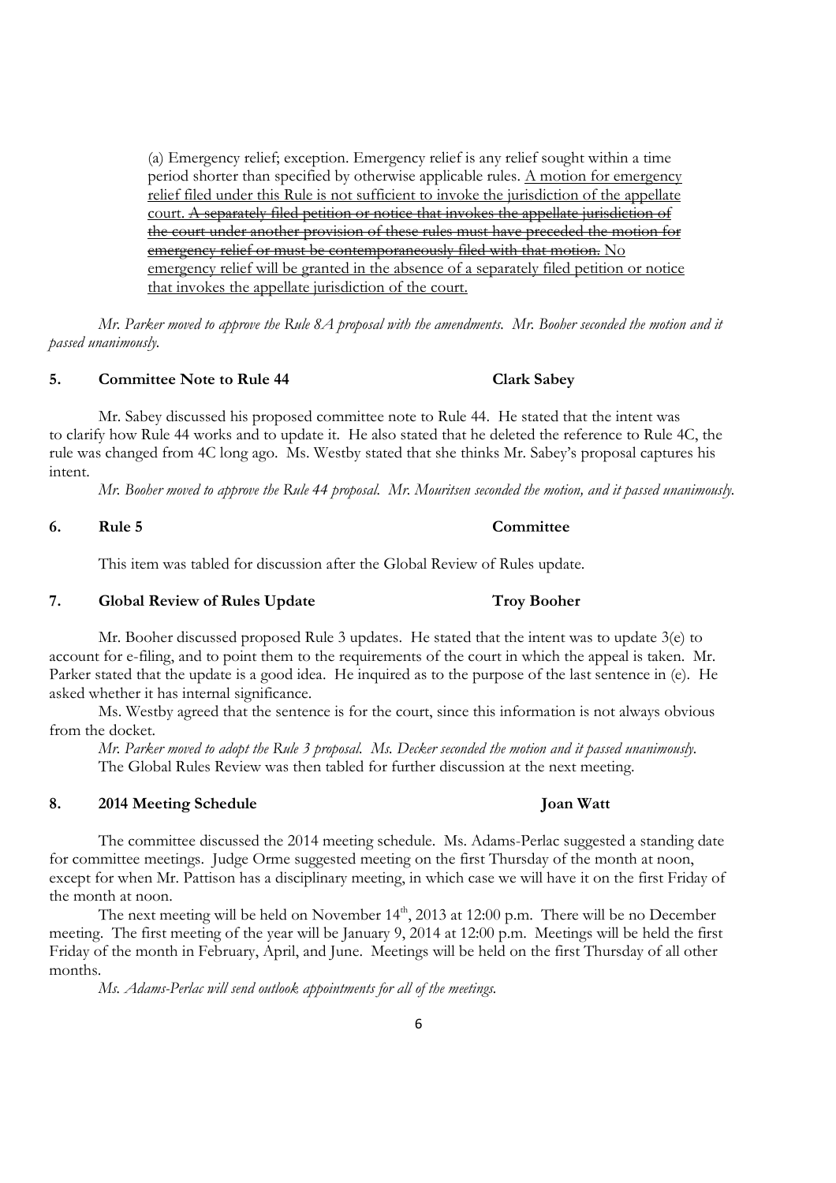(a) Emergency relief; exception. Emergency relief is any relief sought within a time period shorter than specified by otherwise applicable rules. <u>A motion for emergency relief filed under this Rule is not sufficient to invoke the jurisdiction of the appellate court.</u> ~~A separately filed petition or notice that invokes the appellate jurisdiction of the court under another provision of these rules must have preceded the motion for emergency relief or must be contemporaneously filed with that motion.~~ <u>No emergency relief will be granted in the absence of a separately filed petition or notice that invokes the appellate jurisdiction of the court.</u>

*Mr. Parker moved to approve the Rule 8A proposal with the amendments. Mr. Booher seconded the motion and it passed unanimously.*

**5. Committee Note to Rule 44 — Clark Sabey**

Mr. Sabey discussed his proposed committee note to Rule 44. He stated that the intent was to clarify how Rule 44 works and to update it. He also stated that he deleted the reference to Rule 4C, the rule was changed from 4C long ago. Ms. Westby stated that she thinks Mr. Sabey's proposal captures his intent.

*Mr. Booher moved to approve the Rule 44 proposal. Mr. Mouritsen seconded the motion, and it passed unanimously.*

**6. Rule 5 — Committee**

This item was tabled for discussion after the Global Review of Rules update.

**7. Global Review of Rules Update — Troy Booher**

Mr. Booher discussed proposed Rule 3 updates. He stated that the intent was to update 3(e) to account for e-filing, and to point them to the requirements of the court in which the appeal is taken. Mr. Parker stated that the update is a good idea. He inquired as to the purpose of the last sentence in (e). He asked whether it has internal significance.

Ms. Westby agreed that the sentence is for the court, since this information is not always obvious from the docket.

*Mr. Parker moved to adopt the Rule 3 proposal. Ms. Decker seconded the motion and it passed unanimously.*
The Global Rules Review was then tabled for further discussion at the next meeting.

**8. 2014 Meeting Schedule — Joan Watt**

The committee discussed the 2014 meeting schedule. Ms. Adams-Perlac suggested a standing date for committee meetings. Judge Orme suggested meeting on the first Thursday of the month at noon, except for when Mr. Pattison has a disciplinary meeting, in which case we will have it on the first Friday of the month at noon.

The next meeting will be held on November 14th, 2013 at 12:00 p.m. There will be no December meeting. The first meeting of the year will be January 9, 2014 at 12:00 p.m. Meetings will be held the first Friday of the month in February, April, and June. Meetings will be held on the first Thursday of all other months.

*Ms. Adams-Perlac will send outlook appointments for all of the meetings.*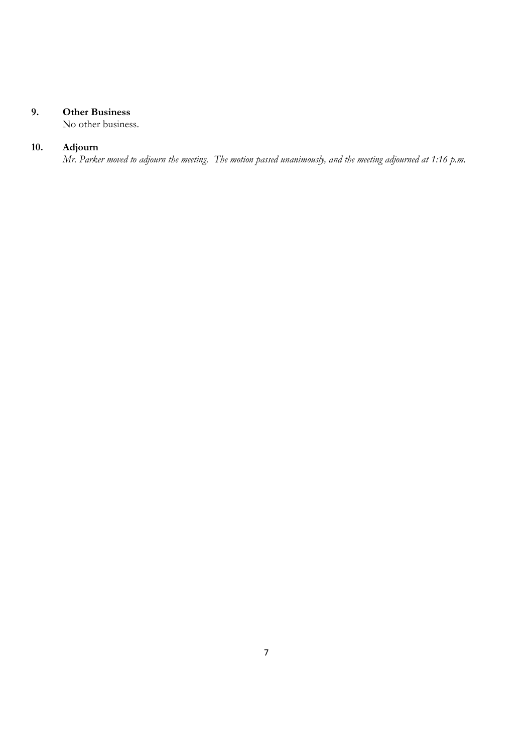**9. Other Business**

No other business.

**10. Adjourn**

*Mr. Parker moved to adjourn the meeting. The motion passed unanimously, and the meeting adjourned at 1:16 p.m.*